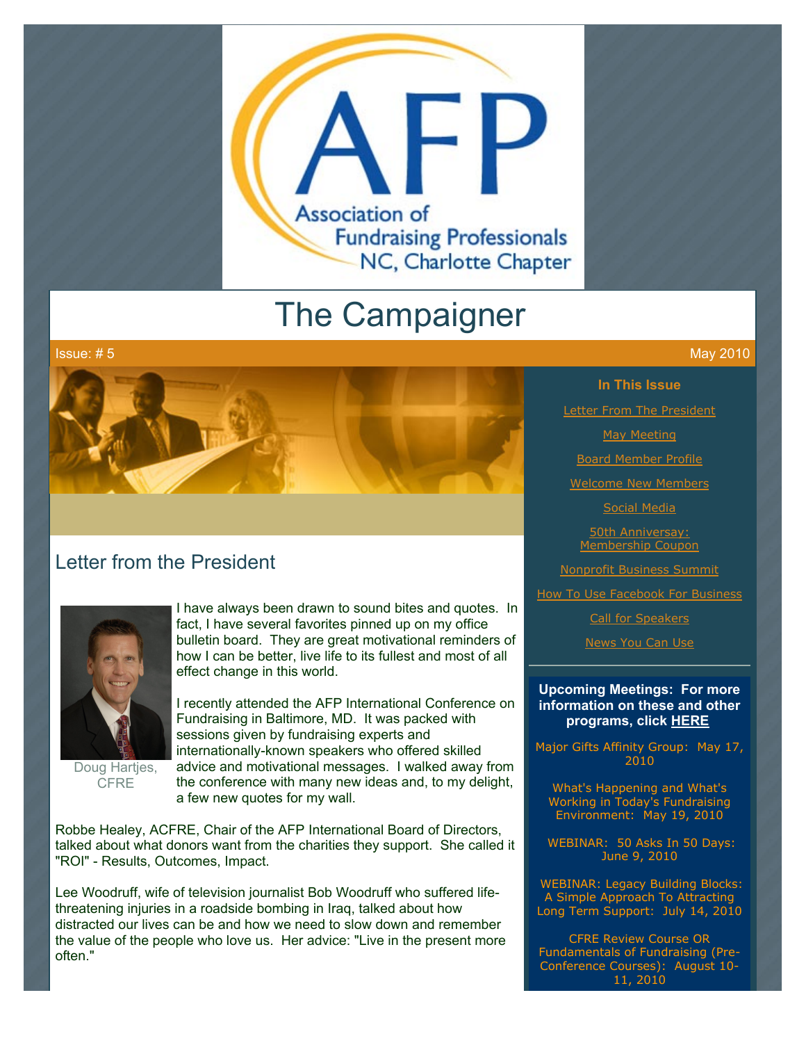Association of Fundraising Professionals NC, Charlotte Chapter

# The Campaigner

Issue: # 5 May 2010

**In This Issue**

- Letter From The President
- May Meeting
- Board Member Profile
- Welcome New Members
- Social Media
- 50th Anniversary: Membership Coupon
- Nonprofit Business Summit
- How To Use Facebook For Business
- Call for Speakers
- News You Can Use

**Upcoming Meetings: For more information on these and other programs, click HERE**

Major Gifts Affinity Group: May 17, 2010

What's Happening and What's Working in Today's Fundraising Environment: May 19, 2010

WEBINAR: 50 Asks In 50 Days: June 9, 2010

WEBINAR: Legacy Building Blocks: A Simple Approach To Attracting Long Term Support: July 14, 2010

CFRE Review Course OR Fundamentals of Fundraising (Pre-Conference Courses): August 10-11, 2010

## Letter from the President

Doug Hartjes, CFRE

I have always been drawn to sound bites and quotes. In fact, I have several favorites pinned up on my office bulletin board. They are great motivational reminders of how I can be better, live life to its fullest and most of all effect change in this world.

I recently attended the AFP International Conference on Fundraising in Baltimore, MD. It was packed with sessions given by fundraising experts and internationally-known speakers who offered skilled advice and motivational messages. I walked away from the conference with many new ideas and, to my delight, a few new quotes for my wall.

Robbe Healey, ACFRE, Chair of the AFP International Board of Directors, talked about what donors want from the charities they support. She called it "ROI" - Results, Outcomes, Impact.

Lee Woodruff, wife of television journalist Bob Woodruff who suffered life-threatening injuries in a roadside bombing in Iraq, talked about how distracted our lives can be and how we need to slow down and remember the value of the people who love us. Her advice: "Live in the present more often."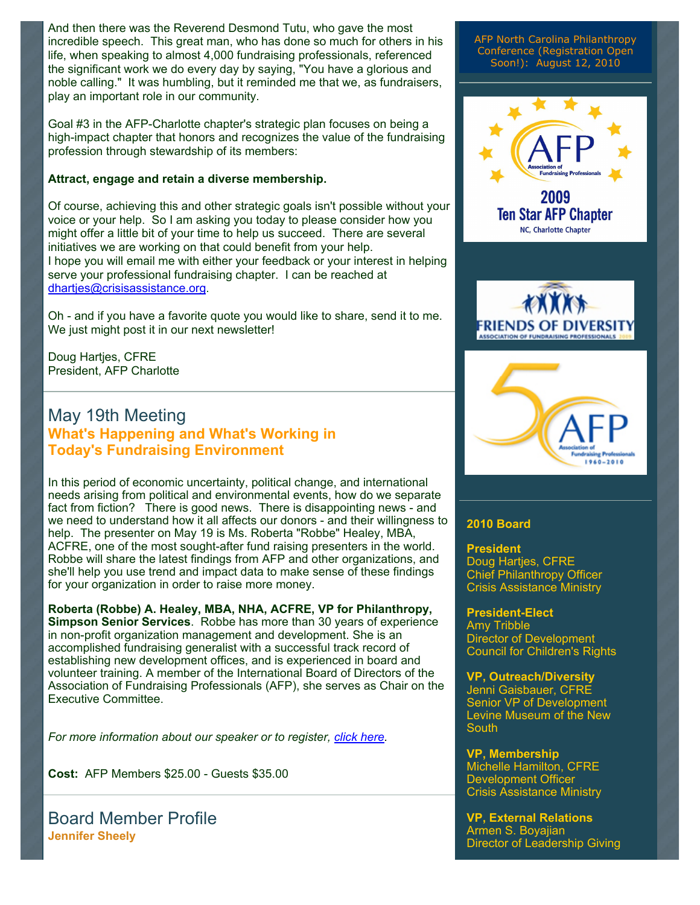And then there was the Reverend Desmond Tutu, who gave the most incredible speech. This great man, who has done so much for others in his life, when speaking to almost 4,000 fundraising professionals, referenced the significant work we do every day by saying, "You have a glorious and noble calling." It was humbling, but it reminded me that we, as fundraisers, play an important role in our community.

Goal #3 in the AFP-Charlotte chapter's strategic plan focuses on being a high-impact chapter that honors and recognizes the value of the fundraising profession through stewardship of its members:

**Attract, engage and retain a diverse membership.**

Of course, achieving this and other strategic goals isn't possible without your voice or your help. So I am asking you today to please consider how you might offer a little bit of your time to help us succeed. There are several initiatives we are working on that could benefit from your help.
I hope you will email me with either your feedback or your interest in helping serve your professional fundraising chapter. I can be reached at dhartjes@crisisassistance.org.

Oh - and if you have a favorite quote you would like to share, send it to me. We just might post it in our next newsletter!

Doug Hartjes, CFRE
President, AFP Charlotte

## May 19th Meeting

### What's Happening and What's Working in Today's Fundraising Environment

In this period of economic uncertainty, political change, and international needs arising from political and environmental events, how do we separate fact from fiction? There is good news. There is disappointing news - and we need to understand how it all affects our donors - and their willingness to help. The presenter on May 19 is Ms. Roberta "Robbe" Healey, MBA, ACFRE, one of the most sought-after fund raising presenters in the world. Robbe will share the latest findings from AFP and other organizations, and she'll help you use trend and impact data to make sense of these findings for your organization in order to raise more money.

**Roberta (Robbe) A. Healey, MBA, NHA, ACFRE, VP for Philanthropy, Simpson Senior Services**. Robbe has more than 30 years of experience in non-profit organization management and development. She is an accomplished fundraising generalist with a successful track record of establishing new development offices, and is experienced in board and volunteer training. A member of the International Board of Directors of the Association of Fundraising Professionals (AFP), she serves as Chair on the Executive Committee.

*For more information about our speaker or to register, click here.*

**Cost:** AFP Members $25.00 - Guests $35.00

## Board Member Profile

### Jennifer Sheely

AFP North Carolina Philanthropy Conference (Registration Open Soon!): August 12, 2010

### 2010 Board

**President**
Doug Hartjes, CFRE
Chief Philanthropy Officer
Crisis Assistance Ministry

**President-Elect**
Amy Tribble
Director of Development
Council for Children's Rights

**VP, Outreach/Diversity**
Jenni Gaisbauer, CFRE
Senior VP of Development
Levine Museum of the New South

**VP, Membership**
Michelle Hamilton, CFRE
Development Officer
Crisis Assistance Ministry

**VP, External Relations**
Armen S. Boyajian
Director of Leadership Giving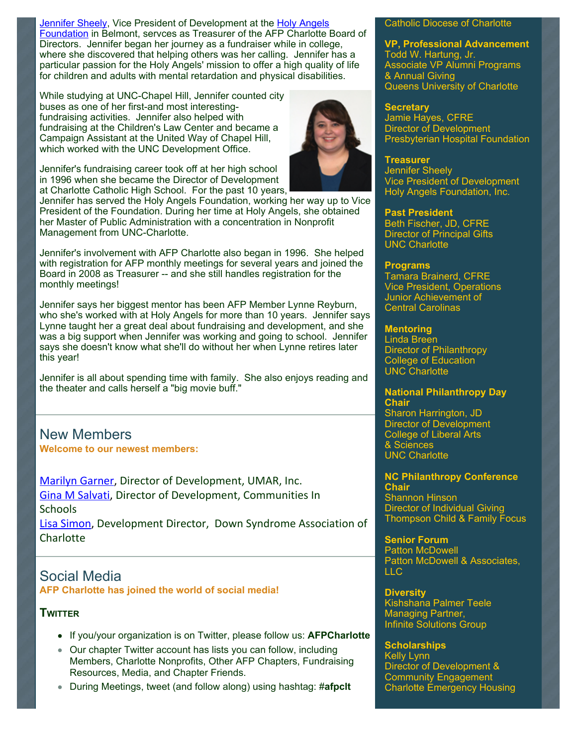Jennifer Sheely, Vice President of Development at the Holy Angels Foundation in Belmont, servces as Treasurer of the AFP Charlotte Board of Directors. Jennifer began her journey as a fundraiser while in college, where she discovered that helping others was her calling. Jennifer has a particular passion for the Holy Angels' mission to offer a high quality of life for children and adults with mental retardation and physical disabilities.

While studying at UNC-Chapel Hill, Jennifer counted city buses as one of her first-and most interesting-fundraising activities. Jennifer also helped with fundraising at the Children's Law Center and became a Campaign Assistant at the United Way of Chapel Hill, which worked with the UNC Development Office.

Jennifer's fundraising career took off at her high school in 1996 when she became the Director of Development at Charlotte Catholic High School. For the past 10 years, Jennifer has served the Holy Angels Foundation, working her way up to Vice President of the Foundation. During her time at Holy Angels, she obtained her Master of Public Administration with a concentration in Nonprofit Management from UNC-Charlotte.

Jennifer's involvement with AFP Charlotte also began in 1996. She helped with registration for AFP monthly meetings for several years and joined the Board in 2008 as Treasurer -- and she still handles registration for the monthly meetings!

Jennifer says her biggest mentor has been AFP Member Lynne Reyburn, who she's worked with at Holy Angels for more than 10 years. Jennifer says Lynne taught her a great deal about fundraising and development, and she was a big support when Jennifer was working and going to school. Jennifer says she doesn't know what she'll do without her when Lynne retires later this year!

Jennifer is all about spending time with family. She also enjoys reading and the theater and calls herself a "big movie buff."

## New Members

**Welcome to our newest members:**

Marilyn Garner, Director of Development, UMAR, Inc.
Gina M Salvati, Director of Development, Communities In Schools
Lisa Simon, Development Director, Down Syndrome Association of Charlotte

## Social Media

**AFP Charlotte has joined the world of social media!**

### Twitter

- If you/your organization is on Twitter, please follow us: **AFPCharlotte**
- Our chapter Twitter account has lists you can follow, including Members, Charlotte Nonprofits, Other AFP Chapters, Fundraising Resources, Media, and Chapter Friends.
- During Meetings, tweet (and follow along) using hashtag: **#afpclt**

Catholic Diocese of Charlotte

**VP, Professional Advancement**
Todd W. Hartung, Jr.
Associate VP Alumni Programs & Annual Giving
Queens University of Charlotte

**Secretary**
Jamie Hayes, CFRE
Director of Development
Presbyterian Hospital Foundation

**Treasurer**
Jennifer Sheely
Vice President of Development
Holy Angels Foundation, Inc.

**Past President**
Beth Fischer, JD, CFRE
Director of Principal Gifts
UNC Charlotte

**Programs**
Tamara Brainerd, CFRE
Vice President, Operations
Junior Achievement of Central Carolinas

**Mentoring**
Linda Breen
Director of Philanthropy
College of Education
UNC Charlotte

**National Philanthropy Day Chair**
Sharon Harrington, JD
Director of Development
College of Liberal Arts & Sciences
UNC Charlotte

**NC Philanthropy Conference Chair**
Shannon Hinson
Director of Individual Giving
Thompson Child & Family Focus

**Senior Forum**
Patton McDowell
Patton McDowell & Associates, LLC

**Diversity**
Kishshana Palmer Teele
Managing Partner,
Infinite Solutions Group

**Scholarships**
Kelly Lynn
Director of Development & Community Engagement
Charlotte Emergency Housing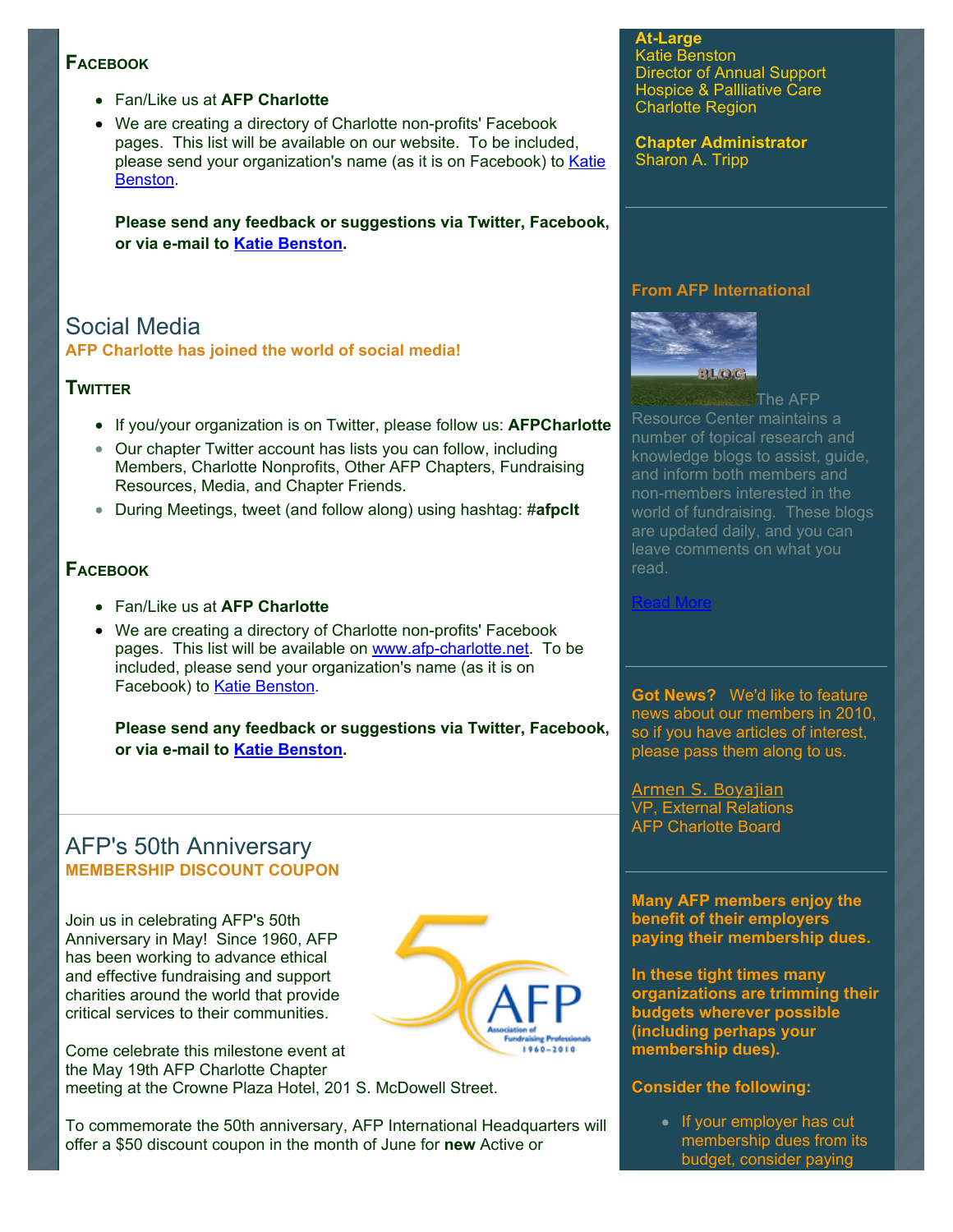### Facebook

- Fan/Like us at **AFP Charlotte**
- We are creating a directory of Charlotte non-profits' Facebook pages. This list will be available on our website. To be included, please send your organization's name (as it is on Facebook) to Katie Benston.

  **Please send any feedback or suggestions via Twitter, Facebook, or via e-mail to Katie Benston.**

## Social Media

**AFP Charlotte has joined the world of social media!**

### Twitter

- If you/your organization is on Twitter, please follow us: **AFPCharlotte**
- Our chapter Twitter account has lists you can follow, including Members, Charlotte Nonprofits, Other AFP Chapters, Fundraising Resources, Media, and Chapter Friends.
- During Meetings, tweet (and follow along) using hashtag: **#afpclt**

### Facebook

- Fan/Like us at **AFP Charlotte**
- We are creating a directory of Charlotte non-profits' Facebook pages. This list will be available on www.afp-charlotte.net. To be included, please send your organization's name (as it is on Facebook) to Katie Benston.

  **Please send any feedback or suggestions via Twitter, Facebook, or via e-mail to Katie Benston.**

## AFP's 50th Anniversary

**MEMBERSHIP DISCOUNT COUPON**

Join us in celebrating AFP's 50th Anniversary in May! Since 1960, AFP has been working to advance ethical and effective fundraising and support charities around the world that provide critical services to their communities.

Come celebrate this milestone event at the May 19th AFP Charlotte Chapter meeting at the Crowne Plaza Hotel, 201 S. McDowell Street.

To commemorate the 50th anniversary, AFP International Headquarters will offer a $50 discount coupon in the month of June for **new** Active or

**At-Large**
Katie Benston
Director of Annual Support
Hospice & Palliative Care
Charlotte Region

**Chapter Administrator**
Sharon A. Tripp

**From AFP International**

The AFP Resource Center maintains a number of topical research and knowledge blogs to assist, guide, and inform both members and non-members interested in the world of fundraising. These blogs are updated daily, and you can leave comments on what you read.

Read More

**Got News?** We'd like to feature news about our members in 2010, so if you have articles of interest, please pass them along to us.

Armen S. Boyajian
VP, External Relations
AFP Charlotte Board

**Many AFP members enjoy the benefit of their employers paying their membership dues.**

**In these tight times many organizations are trimming their budgets wherever possible (including perhaps your membership dues).**

**Consider the following:**

- If your employer has cut membership dues from its budget, consider paying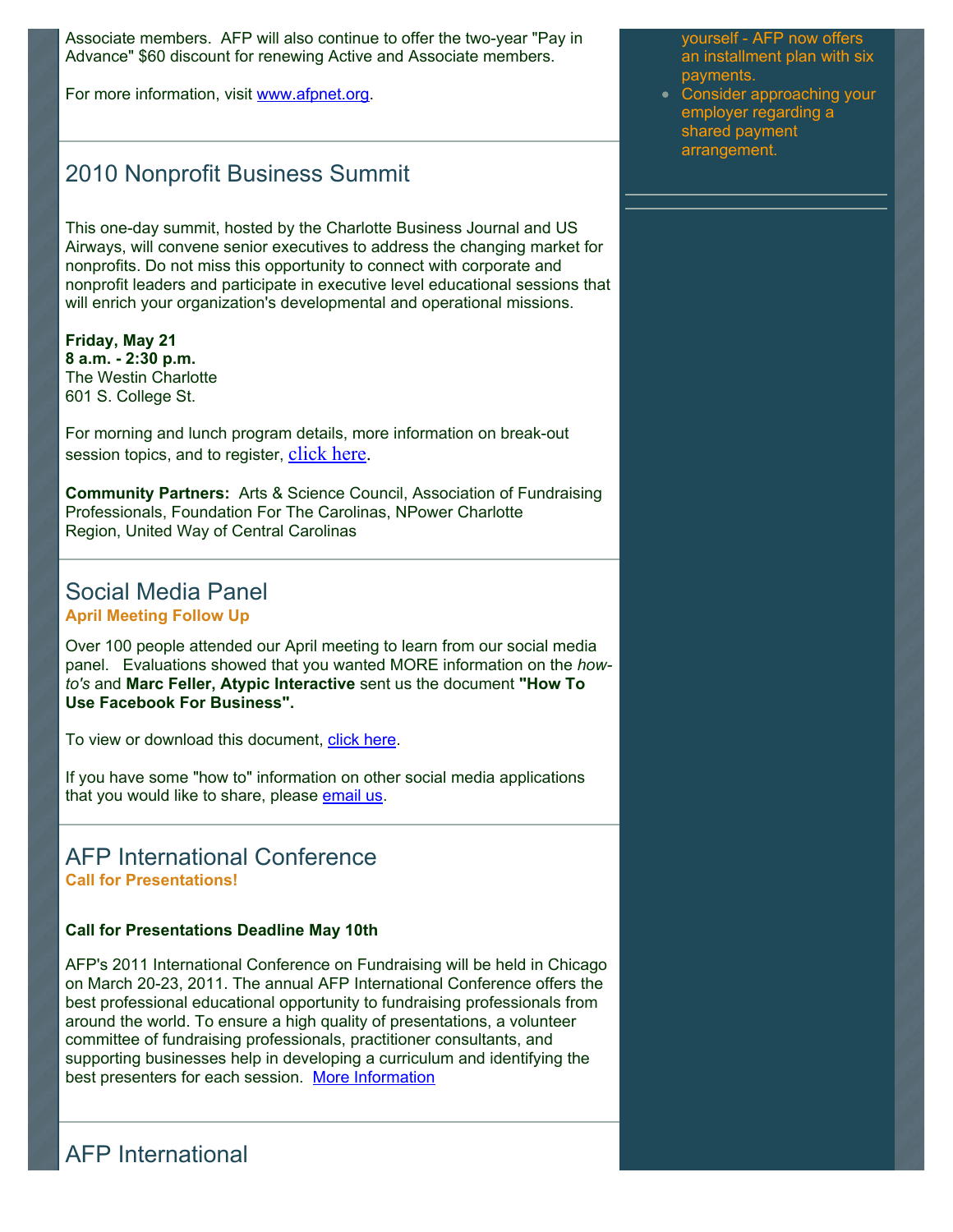Associate members. AFP will also continue to offer the two-year "Pay in Advance" $60 discount for renewing Active and Associate members.

For more information, visit www.afpnet.org.

## 2010 Nonprofit Business Summit

This one-day summit, hosted by the Charlotte Business Journal and US Airways, will convene senior executives to address the changing market for nonprofits. Do not miss this opportunity to connect with corporate and nonprofit leaders and participate in executive level educational sessions that will enrich your organization's developmental and operational missions.

**Friday, May 21**
**8 a.m. - 2:30 p.m.**
The Westin Charlotte
601 S. College St.

For morning and lunch program details, more information on break-out session topics, and to register, click here.

**Community Partners:** Arts & Science Council, Association of Fundraising Professionals, Foundation For The Carolinas, NPower Charlotte Region, United Way of Central Carolinas

## Social Media Panel

**April Meeting Follow Up**

Over 100 people attended our April meeting to learn from our social media panel. Evaluations showed that you wanted MORE information on the *how-to's* and **Marc Feller, Atypic Interactive** sent us the document **"How To Use Facebook For Business".**

To view or download this document, click here.

If you have some "how to" information on other social media applications that you would like to share, please email us.

## AFP International Conference

**Call for Presentations!**

**Call for Presentations Deadline May 10th**

AFP's 2011 International Conference on Fundraising will be held in Chicago on March 20-23, 2011. The annual AFP International Conference offers the best professional educational opportunity to fundraising professionals from around the world. To ensure a high quality of presentations, a volunteer committee of fundraising professionals, practitioner consultants, and supporting businesses help in developing a curriculum and identifying the best presenters for each session. More Information

## AFP International

yourself - AFP now offers an installment plan with six payments.

- Consider approaching your employer regarding a shared payment arrangement.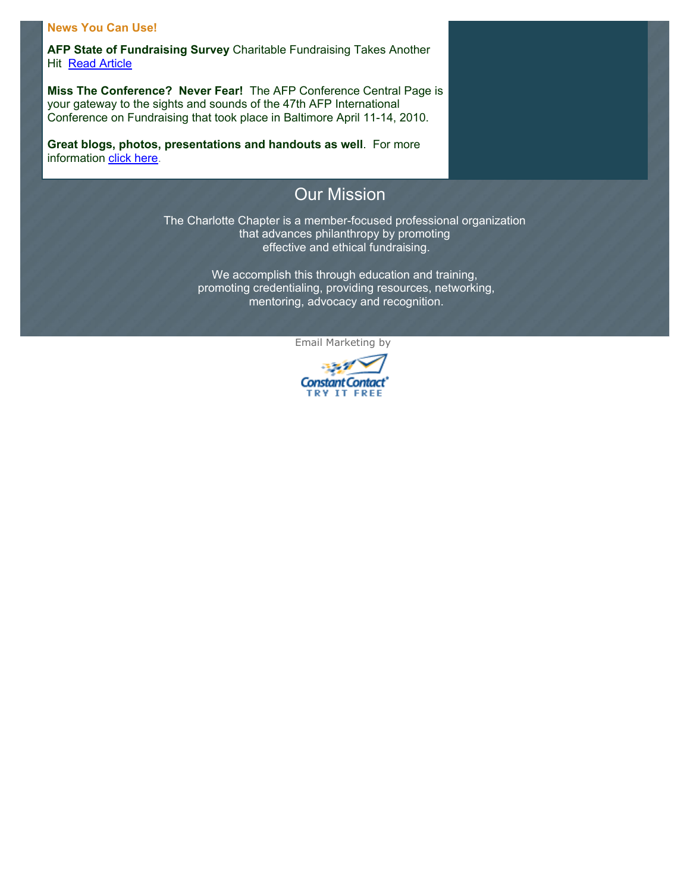**News You Can Use!**

**AFP State of Fundraising Survey** Charitable Fundraising Takes Another Hit  Read Article

**Miss The Conference?  Never Fear!**  The AFP Conference Central Page is your gateway to the sights and sounds of the 47th AFP International Conference on Fundraising that took place in Baltimore April 11-14, 2010.

**Great blogs, photos, presentations and handouts as well**.  For more information click here.

## Our Mission

The Charlotte Chapter is a member-focused professional organization that advances philanthropy by promoting effective and ethical fundraising.

We accomplish this through education and training, promoting credentialing, providing resources, networking, mentoring, advocacy and recognition.

Email Marketing by

Constant Contact
TRY IT FREE